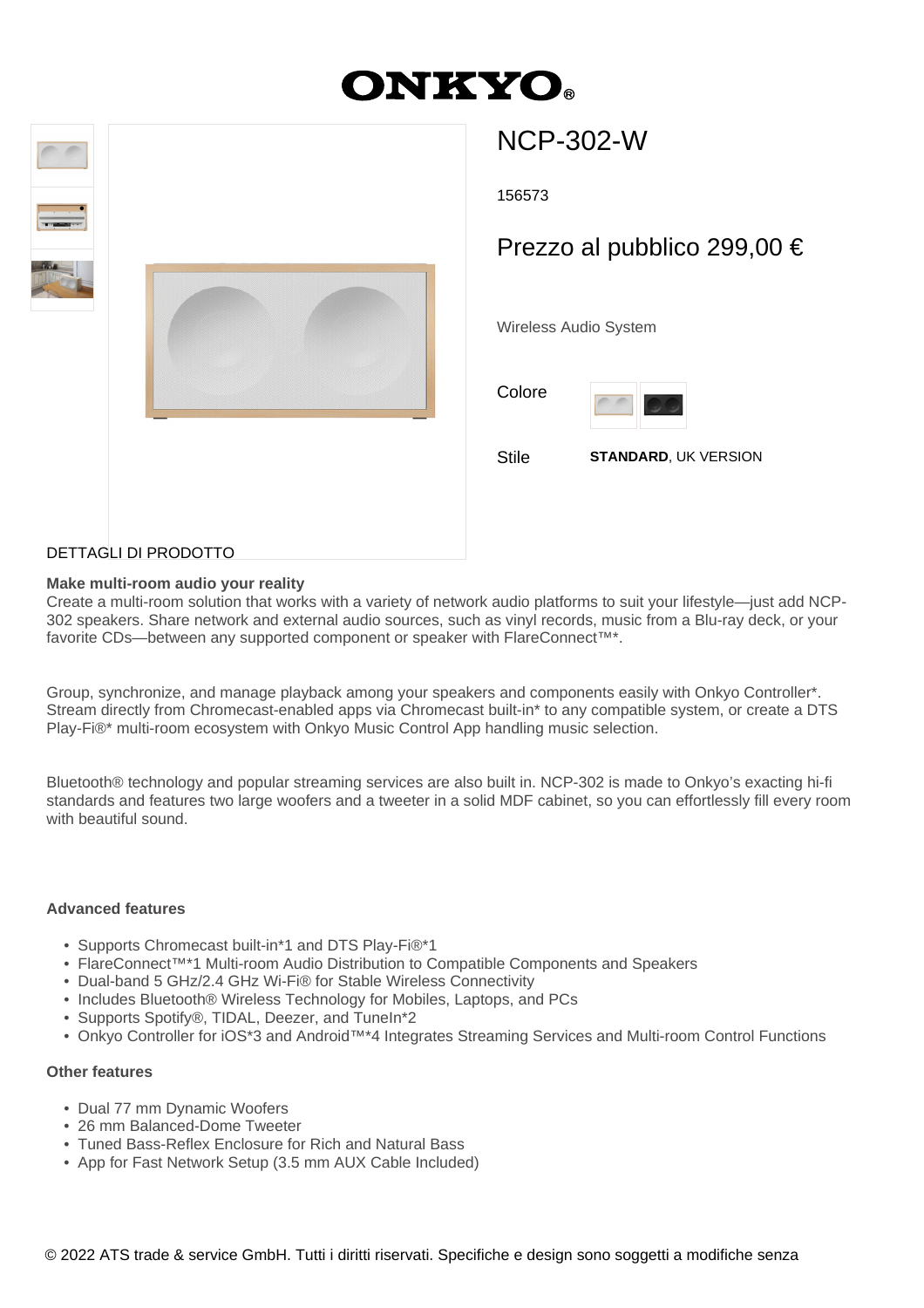# ONKYO

## NCP-302-W

156573

## Prezzo al pubblico 299,00 €

Wireless Audio System

Colore

Stile **STANDARD**, UK VERSION

DETTAGLI DI PRODOTTO

**Make multi-room audio your reality**

Create a multi-room solution that works with a variety of network audio platforms to suit your lifestyle—just add NCP-302 speakers. Share network and external audio sources, such as vinyl records, music from a Blu-ray deck, or your favorite CDs—between any supported component or speaker with FlareConnect™*.

Group, synchronize, and manage playback among your speakers and components easily with Onkyo Controller*. Stream directly from Chromecast-enabled apps via Chromecast built-in* to any compatible system, or create a DTS Play-Fi®* multi-room ecosystem with Onkyo Music Control App handling music selection.

Bluetooth® technology and popular streaming services are also built in. NCP-302 is made to Onkyo's exacting hi-fi standards and features two large woofers and a tweeter in a solid MDF cabinet, so you can effortlessly fill every room with beautiful sound.

**Advanced features**

- Supports Chromecast built-in*1 and DTS Play-Fi®*1
- FlareConnect™*1 Multi-room Audio Distribution to Compatible Components and Speakers
- Dual-band 5 GHz/2.4 GHz Wi-Fi® for Stable Wireless Connectivity
- Includes Bluetooth® Wireless Technology for Mobiles, Laptops, and PCs
- Supports Spotify®, TIDAL, Deezer, and TuneIn*2
- Onkyo Controller for iOS*3 and Android™*4 Integrates Streaming Services and Multi-room Control Functions

**Other features**

- Dual 77 mm Dynamic Woofers
- 26 mm Balanced-Dome Tweeter
- Tuned Bass-Reflex Enclosure for Rich and Natural Bass
- App for Fast Network Setup (3.5 mm AUX Cable Included)

© 2022 ATS trade & service GmbH. Tutti i diritti riservati. Specifiche e design sono soggetti a modifiche senza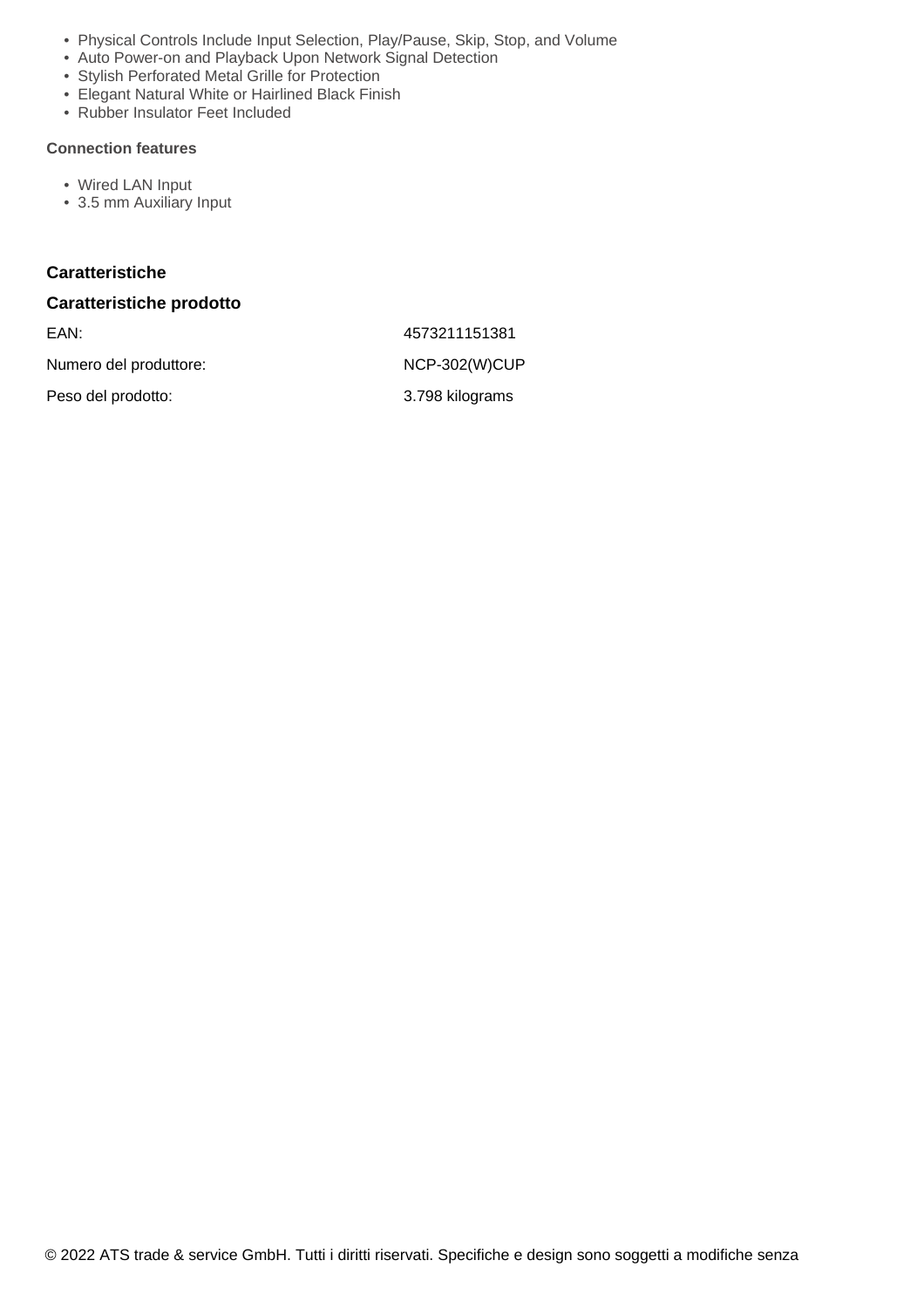- Physical Controls Include Input Selection, Play/Pause, Skip, Stop, and Volume
- Auto Power-on and Playback Upon Network Signal Detection
- Stylish Perforated Metal Grille for Protection
- Elegant Natural White or Hairlined Black Finish
- Rubber Insulator Feet Included

**Connection features**

- Wired LAN Input
- 3.5 mm Auxiliary Input

## Caratteristiche

### Caratteristiche prodotto

| | |
|---|---|
| EAN: | 4573211151381 |
| Numero del produttore: | NCP-302(W)CUP |
| Peso del prodotto: | 3.798 kilograms |

© 2022 ATS trade & service GmbH. Tutti i diritti riservati. Specifiche e design sono soggetti a modifiche senza